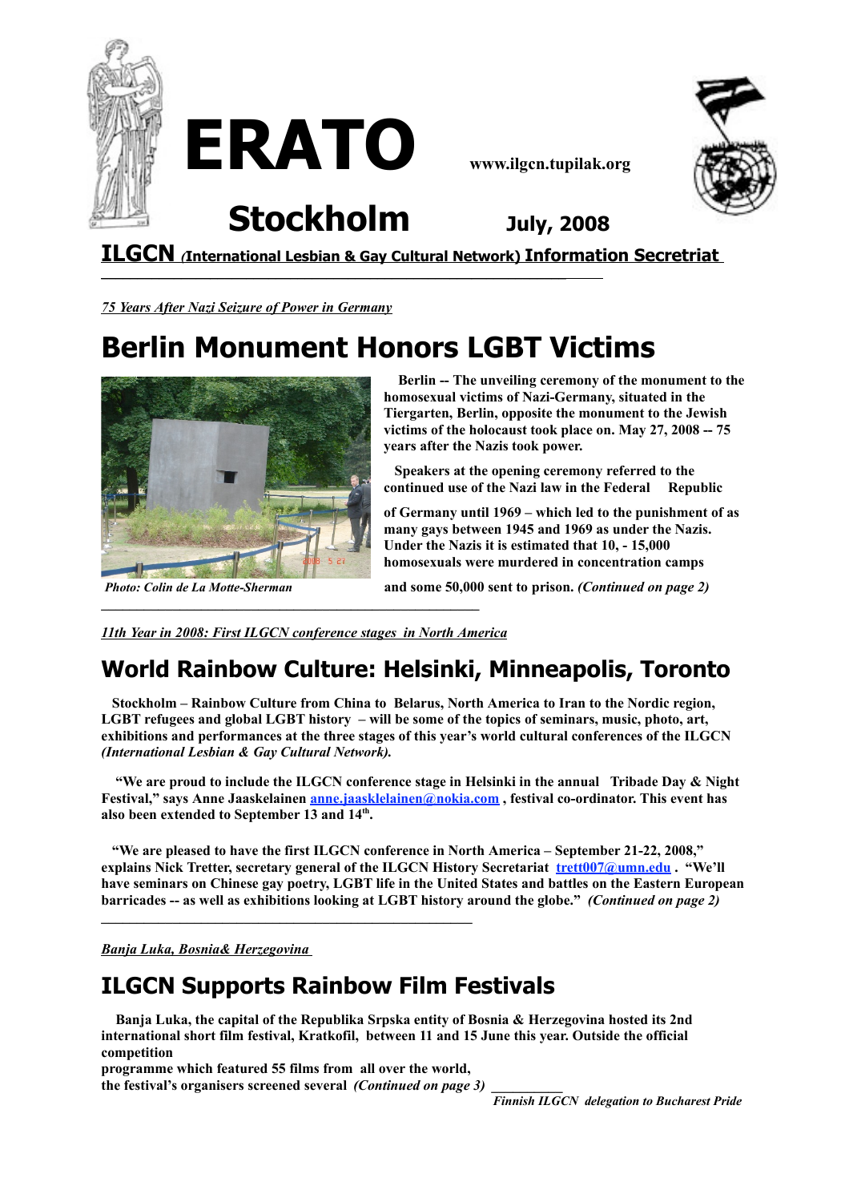# ERATO

www.ilgcn.tupilak.org

## Stockholm July, 2008

**ILGCN (International Lesbian & Gay Cultural Network) Information Secretariat**

---

*75 Years After Nazi Seizure of Power in Germany*

# Berlin Monument Honors LGBT Victims

*Photo: Colin de La Motte-Sherman*

**Berlin -- The unveiling ceremony of the monument to the homosexual victims of Nazi-Germany, situated in the Tiergarten, Berlin, opposite the monument to the Jewish victims of the holocaust took place on. May 27, 2008 -- 75 years after the Nazis took power.**

**Speakers at the opening ceremony referred to the continued use of the Nazi law in the Federal Republic of Germany until 1969 – which led to the punishment of as many gays between 1945 and 1969 as under the Nazis. Under the Nazis it is estimated that 10, - 15,000 homosexuals were murdered in concentration camps and some 50,000 sent to prison.** ***(Continued on page 2)***

---

*11th Year in 2008: First ILGCN conference stages in North America*

## World Rainbow Culture: Helsinki, Minneapolis, Toronto

**Stockholm – Rainbow Culture from China to Belarus, North America to Iran to the Nordic region, LGBT refugees and global LGBT history – will be some of the topics of seminars, music, photo, art, exhibitions and performances at the three stages of this year's world cultural conferences of the ILGCN** ***(International Lesbian & Gay Cultural Network).***

**"We are proud to include the ILGCN conference stage in Helsinki in the annual Tribade Day & Night Festival," says Anne Jaaskelainen anne.jaasklelainen@nokia.com , festival co-ordinator. This event has also been extended to September 13 and 14th.**

**"We are pleased to have the first ILGCN conference in North America – September 21-22, 2008," explains Nick Tretter, secretary general of the ILGCN History Secretariat trett007@umn.edu . "We'll have seminars on Chinese gay poetry, LGBT life in the United States and battles on the Eastern European barricades -- as well as exhibitions looking at LGBT history around the globe."** ***(Continued on page 2)***

---

*Banja Luka, Bosnia& Herzegovina*

## ILGCN Supports Rainbow Film Festivals

**Banja Luka, the capital of the Republika Srpska entity of Bosnia & Herzegovina hosted its 2nd international short film festival, Kratkofil, between 11 and 15 June this year. Outside the official competition programme which featured 55 films from all over the world, the festival's organisers screened several** ***(Continued on page 3)***

*Finnish ILGCN delegation to Bucharest Pride*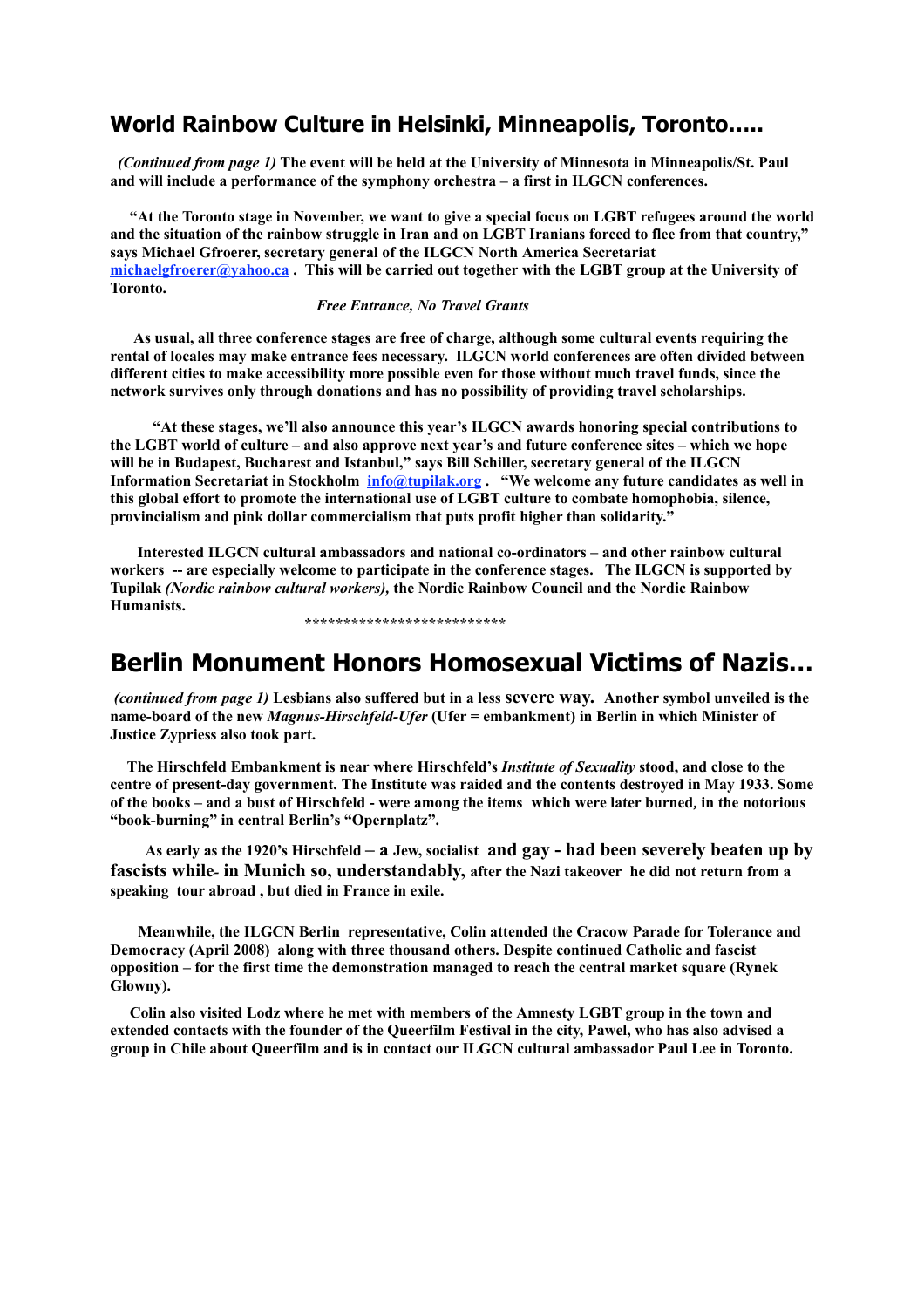## World Rainbow Culture in Helsinki, Minneapolis, Toronto…..

***(Continued from page 1)*** **The event will be held at the University of Minnesota in Minneapolis/St. Paul and will include a performance of the symphony orchestra – a first in ILGCN conferences.**

**"At the Toronto stage in November, we want to give a special focus on LGBT refugees around the world and the situation of the rainbow struggle in Iran and on LGBT Iranians forced to flee from that country," says Michael Gfroerer, secretary general of the ILGCN North America Secretariat michaelgfroerer@yahoo.ca . This will be carried out together with the LGBT group at the University of Toronto.**

***Free Entrance, No Travel Grants***

**As usual, all three conference stages are free of charge, although some cultural events requiring the rental of locales may make entrance fees necessary. ILGCN world conferences are often divided between different cities to make accessibility more possible even for those without much travel funds, since the network survives only through donations and has no possibility of providing travel scholarships.**

**"At these stages, we'll also announce this year's ILGCN awards honoring special contributions to the LGBT world of culture – and also approve next year's and future conference sites – which we hope will be in Budapest, Bucharest and Istanbul," says Bill Schiller, secretary general of the ILGCN Information Secretariat in Stockholm info@tupilak.org . "We welcome any future candidates as well in this global effort to promote the international use of LGBT culture to combate homophobia, silence, provincialism and pink dollar commercialism that puts profit higher than solidarity."**

**Interested ILGCN cultural ambassadors and national co-ordinators – and other rainbow cultural workers -- are especially welcome to participate in the conference stages. The ILGCN is supported by Tupilak *(Nordic rainbow cultural workers),* the Nordic Rainbow Council and the Nordic Rainbow Humanists.**

**************************

## Berlin Monument Honors Homosexual Victims of Nazis…

***(continued from page 1)*** **Lesbians also suffered but in a less severe way. Another symbol unveiled is the name-board of the new *Magnus-Hirschfeld-Ufer* (Ufer = embankment) in Berlin in which Minister of Justice Zypriess also took part.**

**The Hirschfeld Embankment is near where Hirschfeld's *Institute of Sexuality* stood, and close to the centre of present-day government. The Institute was raided and the contents destroyed in May 1933. Some of the books – and a bust of Hirschfeld - were among the items which were later burned, in the notorious "book-burning" in central Berlin's "Opernplatz".**

**As early as the 1920's Hirschfeld – a Jew, socialist and gay - had been severely beaten up by fascists while- in Munich so, understandably, after the Nazi takeover he did not return from a speaking tour abroad , but died in France in exile.**

**Meanwhile, the ILGCN Berlin representative, Colin attended the Cracow Parade for Tolerance and Democracy (April 2008) along with three thousand others. Despite continued Catholic and fascist opposition – for the first time the demonstration managed to reach the central market square (Rynek Glowny).**

**Colin also visited Lodz where he met with members of the Amnesty LGBT group in the town and extended contacts with the founder of the Queerfilm Festival in the city, Pawel, who has also advised a group in Chile about Queerfilm and is in contact our ILGCN cultural ambassador Paul Lee in Toronto.**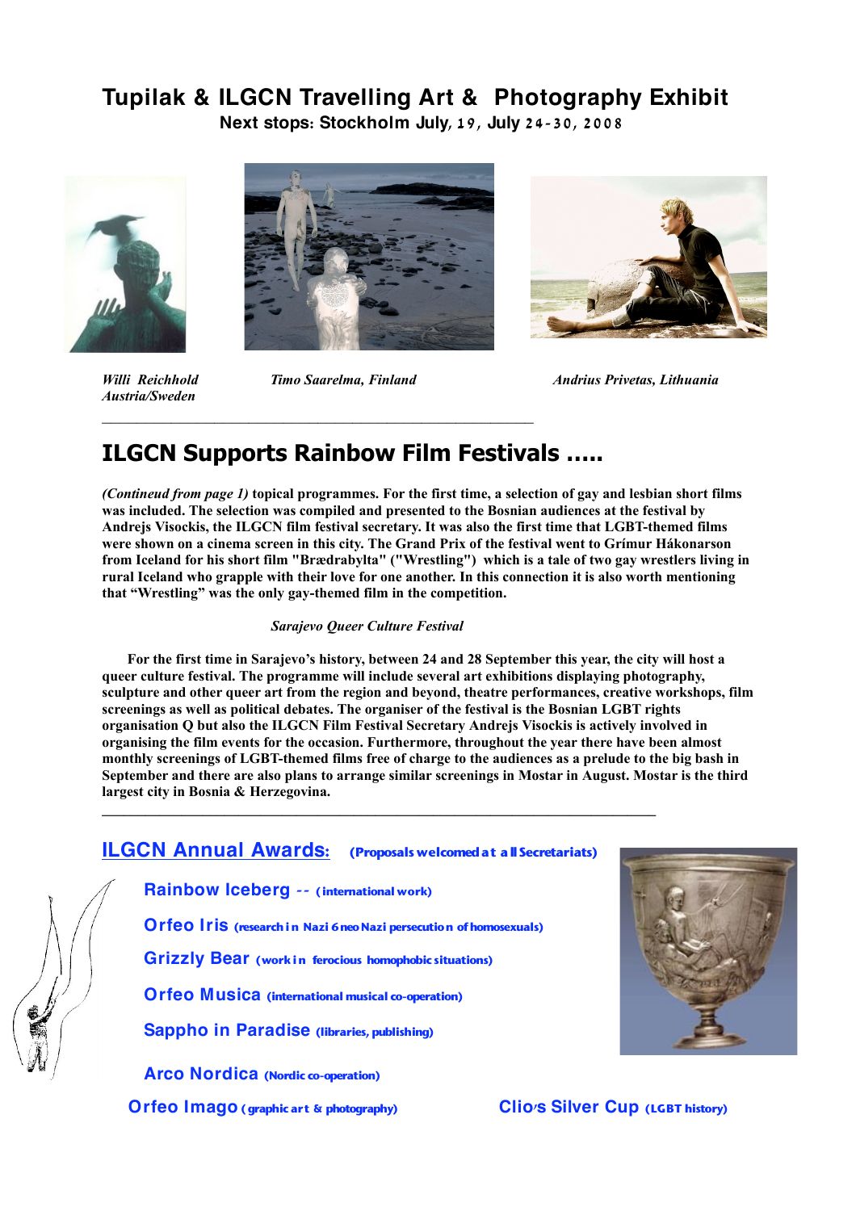# Tupilak & ILGCN Travelling Art & Photography Exhibit

**Next stops: Stockholm July, 19, July 24-30, 2008**

*Willi Reichhold Austria/Sweden*

*Timo Saarelma, Finland*

*Andrius Privetas, Lithuania*

---

## ILGCN Supports Rainbow Film Festivals .....

***(Contineud from page 1)*** **topical programmes. For the first time, a selection of gay and lesbian short films was included. The selection was compiled and presented to the Bosnian audiences at the festival by Andrejs Visockis, the ILGCN film festival secretary. It was also the first time that LGBT-themed films were shown on a cinema screen in this city. The Grand Prix of the festival went to Grímur Hákonarson from Iceland for his short film "Brædrabylta" ("Wrestling") which is a tale of two gay wrestlers living in rural Iceland who grapple with their love for one another. In this connection it is also worth mentioning that "Wrestling" was the only gay-themed film in the competition.**

*Sarajevo Queer Culture Festival*

**For the first time in Sarajevo's history, between 24 and 28 September this year, the city will host a queer culture festival. The programme will include several art exhibitions displaying photography, sculpture and other queer art from the region and beyond, theatre performances, creative workshops, film screenings as well as political debates. The organiser of the festival is the Bosnian LGBT rights organisation Q but also the ILGCN Film Festival Secretary Andrejs Visockis is actively involved in organising the film events for the occasion. Furthermore, throughout the year there have been almost monthly screenings of LGBT-themed films free of charge to the audiences as a prelude to the big bash in September and there are also plans to arrange similar screenings in Mostar in August. Mostar is the third largest city in Bosnia & Herzegovina.**

---

## ILGCN Annual Awards: **(Proposals welcomed at all Secretariats)**

- **Rainbow Iceberg** -- **(international work)**
- **Orfeo Iris** **(research in Nazi & neo Nazi persecution of homosexuals)**
- **Grizzly Bear** **(work in ferocious homophobic situations)**
- **Orfeo Musica** **(international musical co-operation)**
- **Sappho in Paradise** **(libraries, publishing)**
- **Arco Nordica** **(Nordic co-operation)**
- **Orfeo Imago** **(graphic art & photography)**
- **Clio's Silver Cup** **(LGBT history)**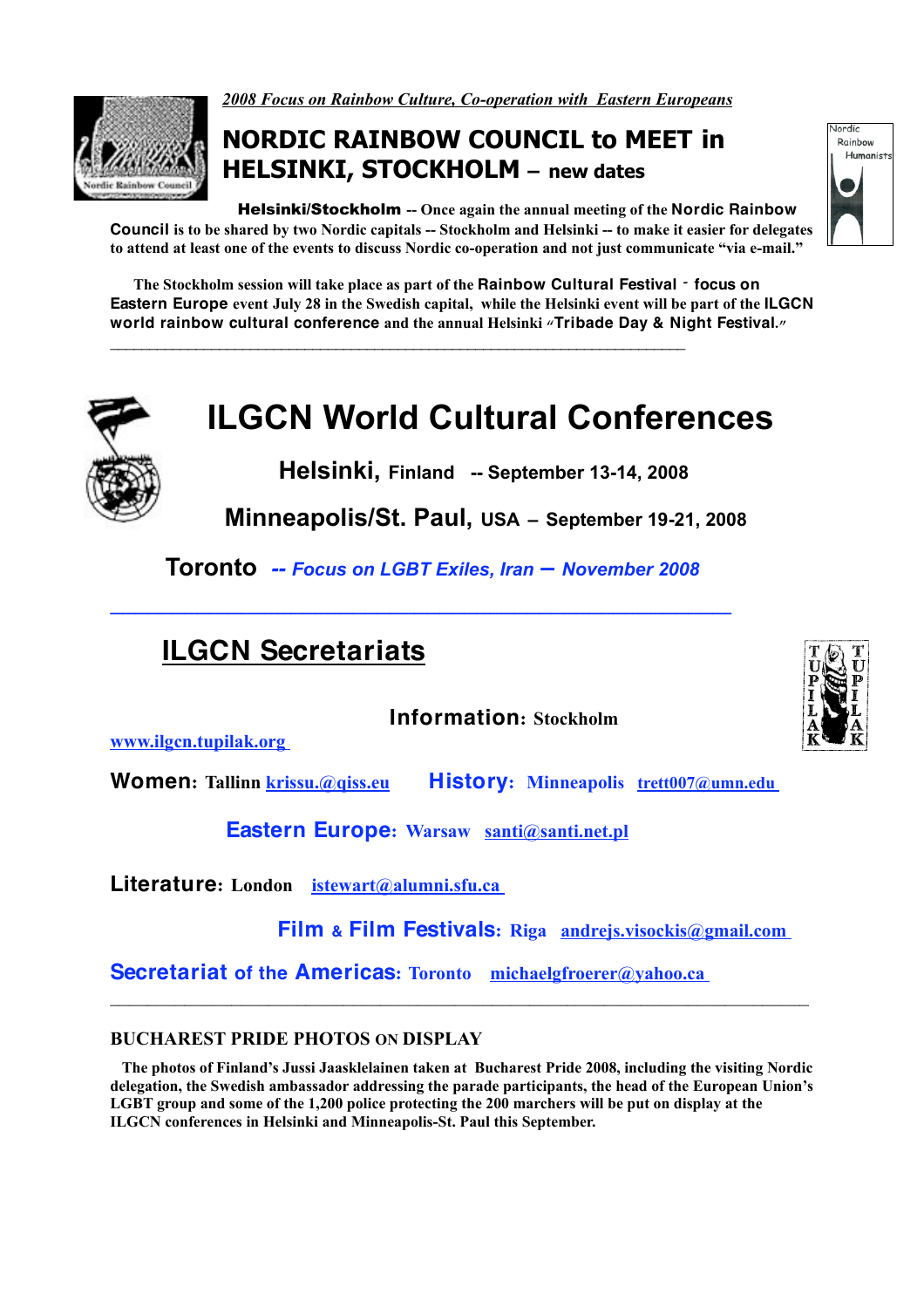*2008 Focus on Rainbow Culture, Co-operation with Eastern Europeans*

# NORDIC RAINBOW COUNCIL to MEET in HELSINKI, STOCKHOLM – new dates

**Helsinki/Stockholm** -- Once again the annual meeting of the **Nordic Rainbow Council** is to be shared by two Nordic capitals -- Stockholm and Helsinki -- to make it easier for delegates to attend at least one of the events to discuss Nordic co-operation and not just communicate "via e-mail."

The Stockholm session will take place as part of the **Rainbow Cultural Festival - focus on Eastern Europe** event July 28 in the Swedish capital, while the Helsinki event will be part of the **ILGCN world rainbow cultural conference** and the annual Helsinki "**Tribade Day & Night Festival.**"

---

# ILGCN World Cultural Conferences

**Helsinki, Finland -- September 13-14, 2008**

**Minneapolis/St. Paul, USA – September 19-21, 2008**

**Toronto** *-- Focus on LGBT Exiles, Iran – November 2008*

---

## ILGCN Secretariats

**Information:** Stockholm

www.ilgcn.tupilak.org

**Women:** Tallinn krissu.@qiss.eu

**History:** Minneapolis trett007@umn.edu

**Eastern Europe:** Warsaw santi@santi.net.pl

**Literature:** London istewart@alumni.sfu.ca

**Film & Film Festivals:** Riga andrejs.visockis@gmail.com

**Secretariat of the Americas:** Toronto michaelgfroerer@yahoo.ca

---

### BUCHAREST PRIDE PHOTOS ON DISPLAY

The photos of Finland's Jussi Jaasklelainen taken at Bucharest Pride 2008, including the visiting Nordic delegation, the Swedish ambassador addressing the parade participants, the head of the European Union's LGBT group and some of the 1,200 police protecting the 200 marchers will be put on display at the ILGCN conferences in Helsinki and Minneapolis-St. Paul this September.